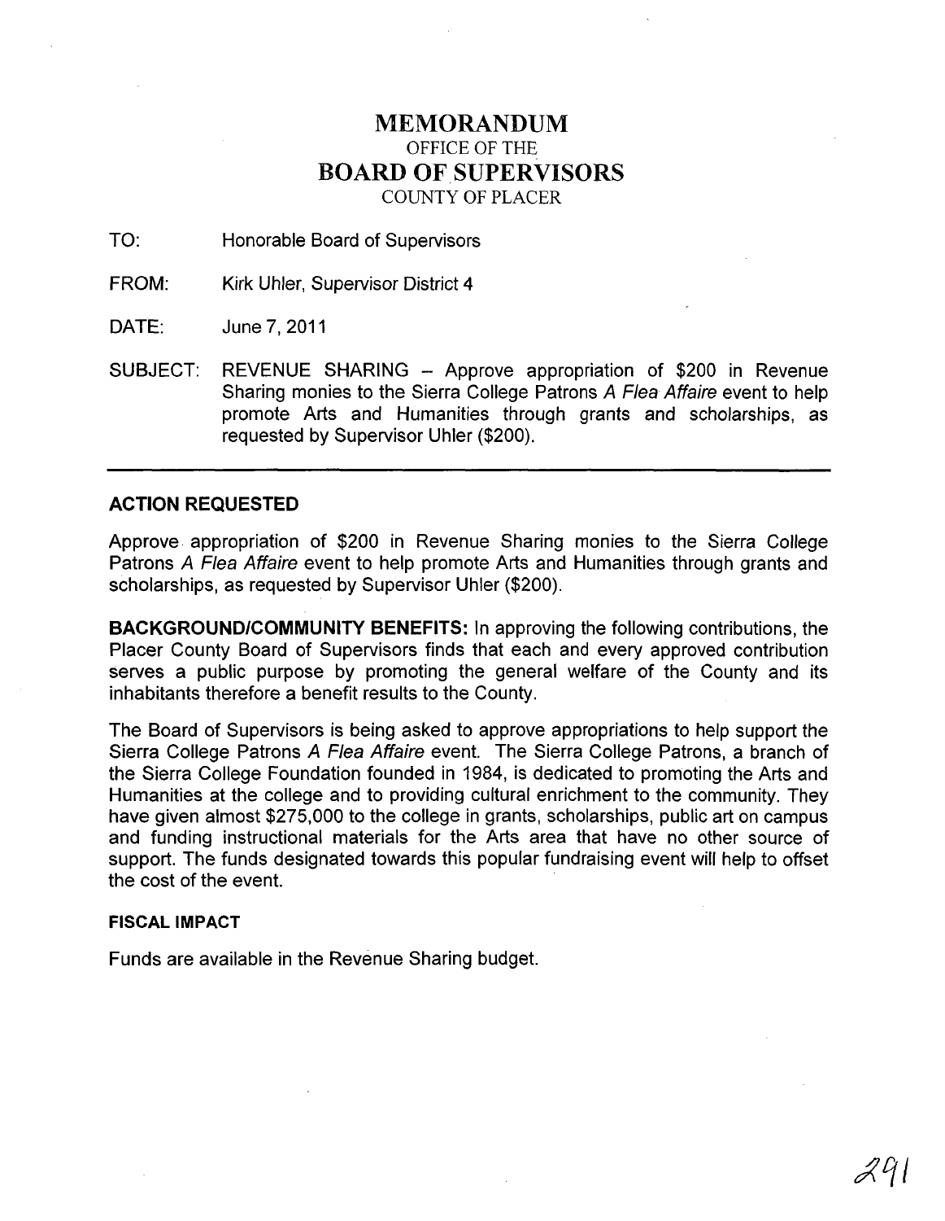# MEMORANDUM

OFFICE OF THE

## BOARD OF SUPERVISORS

COUNTY OF PLACER

TO: Honorable Board of Supervisors

FROM: Kirk Uhler, Supervisor District 4

DATE: June 7, 2011

SUBJECT: REVENUE SHARING – Approve appropriation of $200 in Revenue Sharing monies to the Sierra College Patrons *A Flea Affaire* event to help promote Arts and Humanities through grants and scholarships, as requested by Supervisor Uhler ($200).

---

### ACTION REQUESTED

Approve appropriation of $200 in Revenue Sharing monies to the Sierra College Patrons *A Flea Affaire* event to help promote Arts and Humanities through grants and scholarships, as requested by Supervisor Uhler ($200).

**BACKGROUND/COMMUNITY BENEFITS:** In approving the following contributions, the Placer County Board of Supervisors finds that each and every approved contribution serves a public purpose by promoting the general welfare of the County and its inhabitants therefore a benefit results to the County.

The Board of Supervisors is being asked to approve appropriations to help support the Sierra College Patrons *A Flea Affaire* event. The Sierra College Patrons, a branch of the Sierra College Foundation founded in 1984, is dedicated to promoting the Arts and Humanities at the college and to providing cultural enrichment to the community. They have given almost $275,000 to the college in grants, scholarships, public art on campus and funding instructional materials for the Arts area that have no other source of support. The funds designated towards this popular fundraising event will help to offset the cost of the event.

#### FISCAL IMPACT

Funds are available in the Revenue Sharing budget.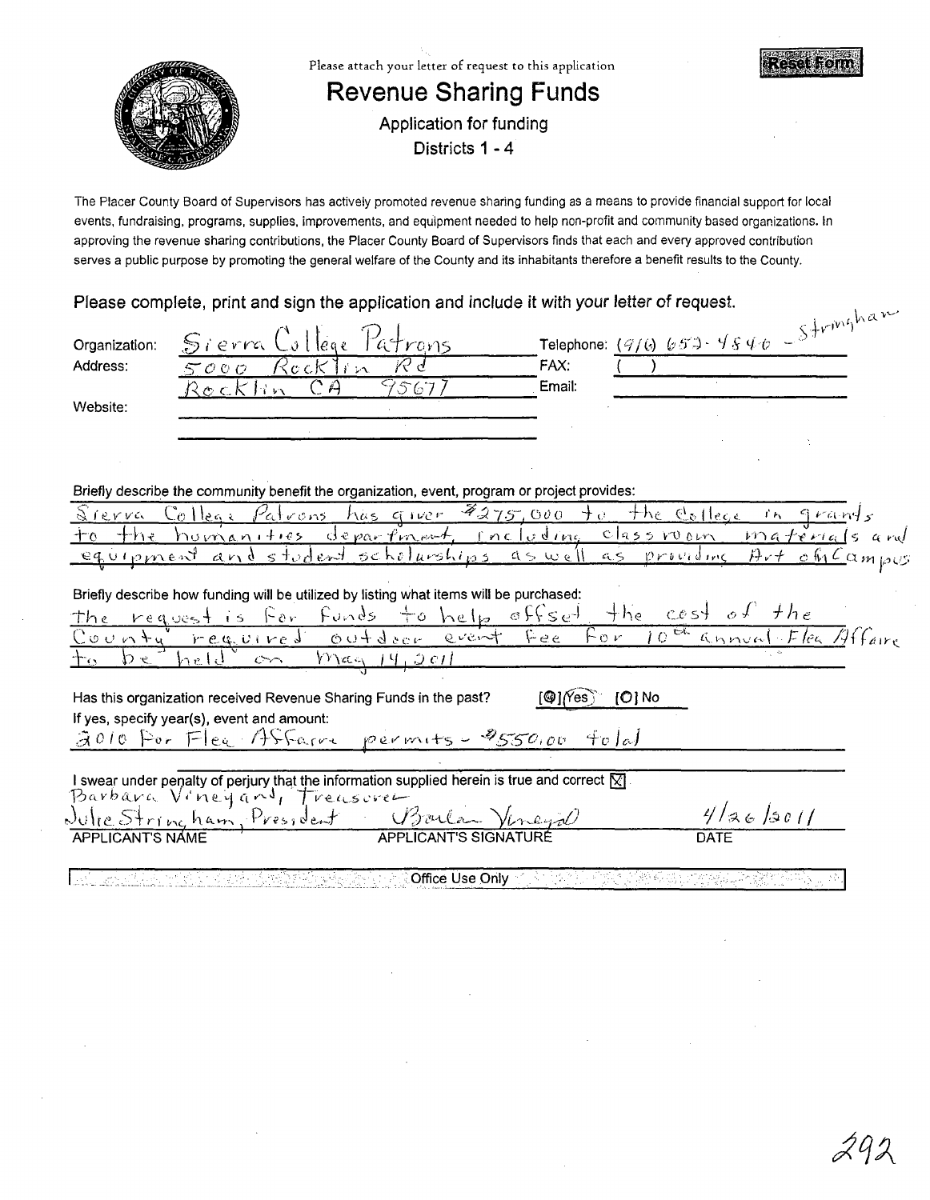Please attach your letter of request to this application

Reset Form

# Revenue Sharing Funds

**Application for funding**

**Districts 1 - 4**

The Placer County Board of Supervisors has actively promoted revenue sharing funding as a means to provide financial support for local events, fundraising, programs, supplies, improvements, and equipment needed to help non-profit and community based organizations. In approving the revenue sharing contributions, the Placer County Board of Supervisors finds that each and every approved contribution serves a public purpose by promoting the general welfare of the County and its inhabitants therefore a benefit results to the County.

**Please complete, print and sign the application and include it with your letter of request.**

Organization: Sierra College Patrons

Telephone: (916) 652-4840 - Stringham

Address: 5000 Rocklin Rd, Rocklin CA 95677

FAX: ( )

Email:

Website:

Briefly describe the community benefit the organization, event, program or project provides:

Sierra College Patrons has given $275,000 to the College in grants to the humanities department, including classroom materials and equipment and student scholarships as well as providing Art on Campus

Briefly describe how funding will be utilized by listing what items will be purchased:

The request is for funds to help offset the cost of the County required outdoor event fee for 10th annual Flea Affaire to be held on May 14, 2011

Has this organization received Revenue Sharing Funds in the past? [●] Yes [O] No

If yes, specify year(s), event and amount:

2010 For Flea Affaire permits - $550.00 total

I swear under penalty of perjury that the information supplied herein is true and correct ☒

| APPLICANT'S NAME | APPLICANT'S SIGNATURE | DATE |
|---|---|---|
| Barbara Vineyard, Treasurer<br>Julie Stringham, President | Barbara Vineyard | 4/26/2011 |

Office Use Only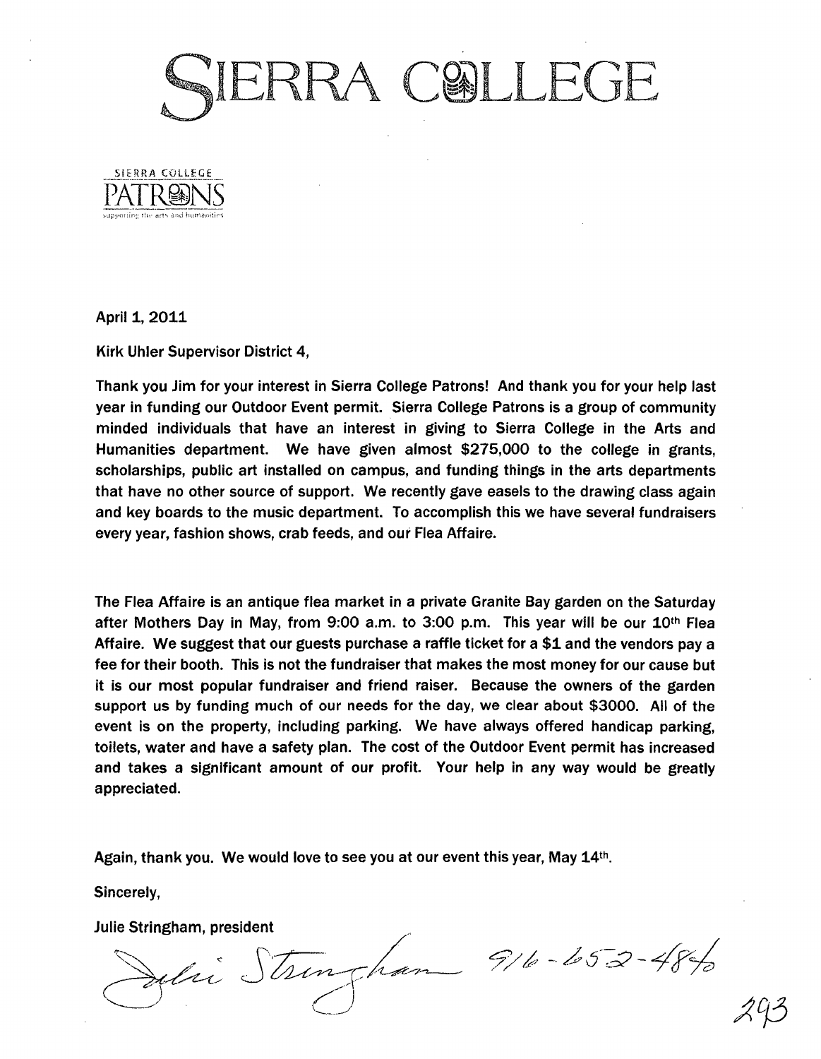// SIERRA COLLEGE

SIERRA COLLEGE
PATRONS
supporting the arts and humanities

April 1, 2011

Kirk Uhler Supervisor District 4,

Thank you Jim for your interest in Sierra College Patrons! And thank you for your help last year in funding our Outdoor Event permit. Sierra College Patrons is a group of community minded individuals that have an interest in giving to Sierra College in the Arts and Humanities department. We have given almost $275,000 to the college in grants, scholarships, public art installed on campus, and funding things in the arts departments that have no other source of support. We recently gave easels to the drawing class again and key boards to the music department. To accomplish this we have several fundraisers every year, fashion shows, crab feeds, and our Flea Affaire.

The Flea Affaire is an antique flea market in a private Granite Bay garden on the Saturday after Mothers Day in May, from 9:00 a.m. to 3:00 p.m. This year will be our 10th Flea Affaire. We suggest that our guests purchase a raffle ticket for a $1 and the vendors pay a fee for their booth. This is not the fundraiser that makes the most money for our cause but it is our most popular fundraiser and friend raiser. Because the owners of the garden support us by funding much of our needs for the day, we clear about $3000. All of the event is on the property, including parking. We have always offered handicap parking, toilets, water and have a safety plan. The cost of the Outdoor Event permit has increased and takes a significant amount of our profit. Your help in any way would be greatly appreciated.

Again, thank you. We would love to see you at our event this year, May 14th.

Sincerely,

Julie Stringham, president

Julie Stringham 916-652-4846